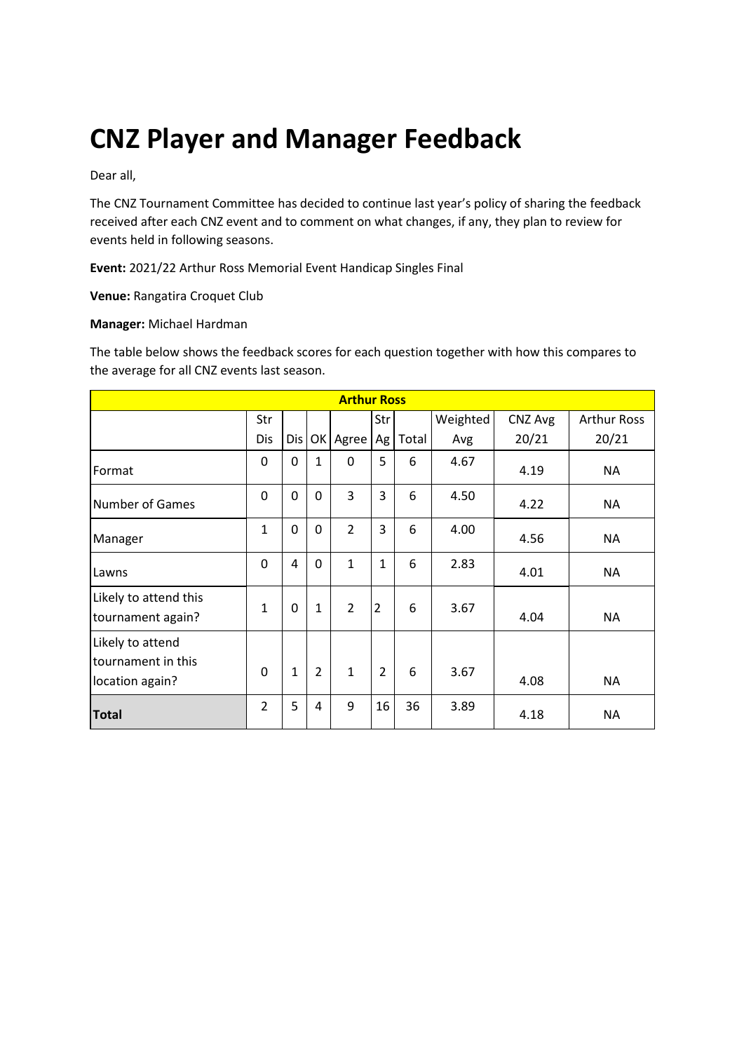# CNZ Player and Manager Feedback

Dear all,

The CNZ Tournament Committee has decided to continue last year's policy of sharing the feedback received after each CNZ event and to comment on what changes, if any, they plan to review for events held in following seasons.

**Event:** 2021/22 Arthur Ross Memorial Event Handicap Singles Final

**Venue:** Rangatira Croquet Club

**Manager:** Michael Hardman

The table below shows the feedback scores for each question together with how this compares to the average for all CNZ events last season.

| Arthur Ross | | | | | | | | | |
|---|---|---|---|---|---|---|---|---|---|
| | Str Dis | Dis | OK | Agree | Str Ag | Total | Weighted Avg | CNZ Avg 20/21 | Arthur Ross 20/21 |
| Format | 0 | 0 | 1 | 0 | 5 | 6 | 4.67 | 4.19 | NA |
| Number of Games | 0 | 0 | 0 | 3 | 3 | 6 | 4.50 | 4.22 | NA |
| Manager | 1 | 0 | 0 | 2 | 3 | 6 | 4.00 | 4.56 | NA |
| Lawns | 0 | 4 | 0 | 1 | 1 | 6 | 2.83 | 4.01 | NA |
| Likely to attend this tournament again? | 1 | 0 | 1 | 2 | 2 | 6 | 3.67 | 4.04 | NA |
| Likely to attend tournament in this location again? | 0 | 1 | 2 | 1 | 2 | 6 | 3.67 | 4.08 | NA |
| **Total** | 2 | 5 | 4 | 9 | 16 | 36 | 3.89 | 4.18 | NA |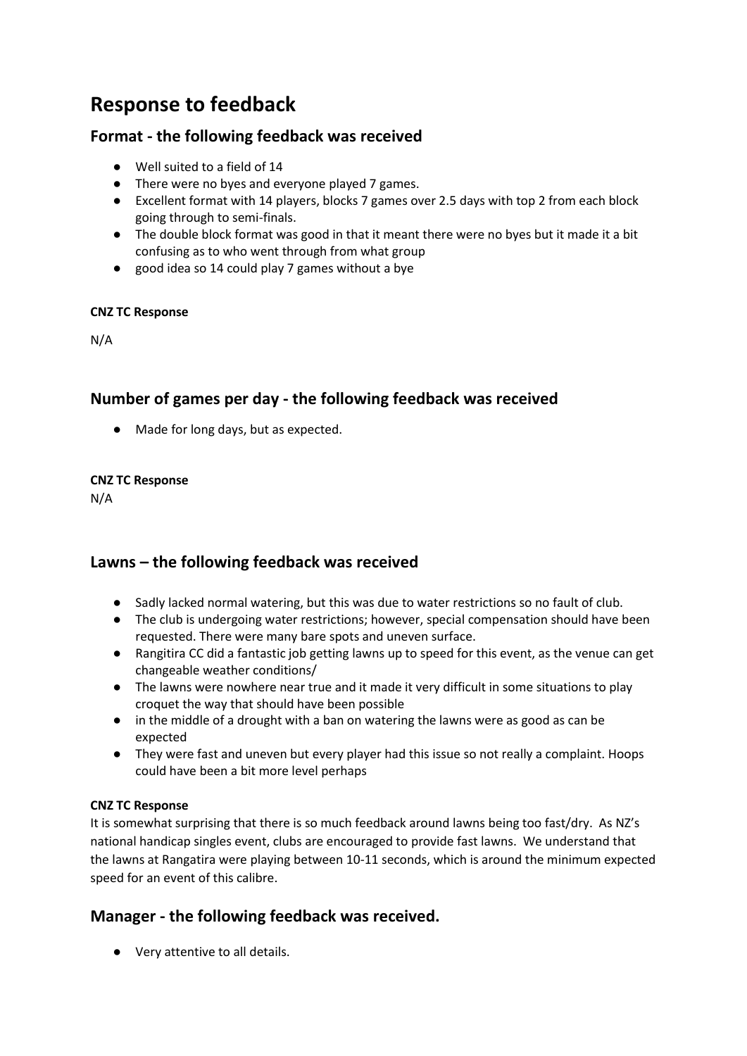# Response to feedback

## Format - the following feedback was received

- Well suited to a field of 14
- There were no byes and everyone played 7 games.
- Excellent format with 14 players, blocks 7 games over 2.5 days with top 2 from each block going through to semi-finals.
- The double block format was good in that it meant there were no byes but it made it a bit confusing as to who went through from what group
- good idea so 14 could play 7 games without a bye

**CNZ TC Response**

N/A

## Number of games per day - the following feedback was received

- Made for long days, but as expected.

**CNZ TC Response**

N/A

## Lawns – the following feedback was received

- Sadly lacked normal watering, but this was due to water restrictions so no fault of club.
- The club is undergoing water restrictions; however, special compensation should have been requested. There were many bare spots and uneven surface.
- Rangitira CC did a fantastic job getting lawns up to speed for this event, as the venue can get changeable weather conditions/
- The lawns were nowhere near true and it made it very difficult in some situations to play croquet the way that should have been possible
- in the middle of a drought with a ban on watering the lawns were as good as can be expected
- They were fast and uneven but every player had this issue so not really a complaint. Hoops could have been a bit more level perhaps

**CNZ TC Response**

It is somewhat surprising that there is so much feedback around lawns being too fast/dry. As NZ's national handicap singles event, clubs are encouraged to provide fast lawns. We understand that the lawns at Rangatira were playing between 10-11 seconds, which is around the minimum expected speed for an event of this calibre.

## Manager - the following feedback was received.

- Very attentive to all details.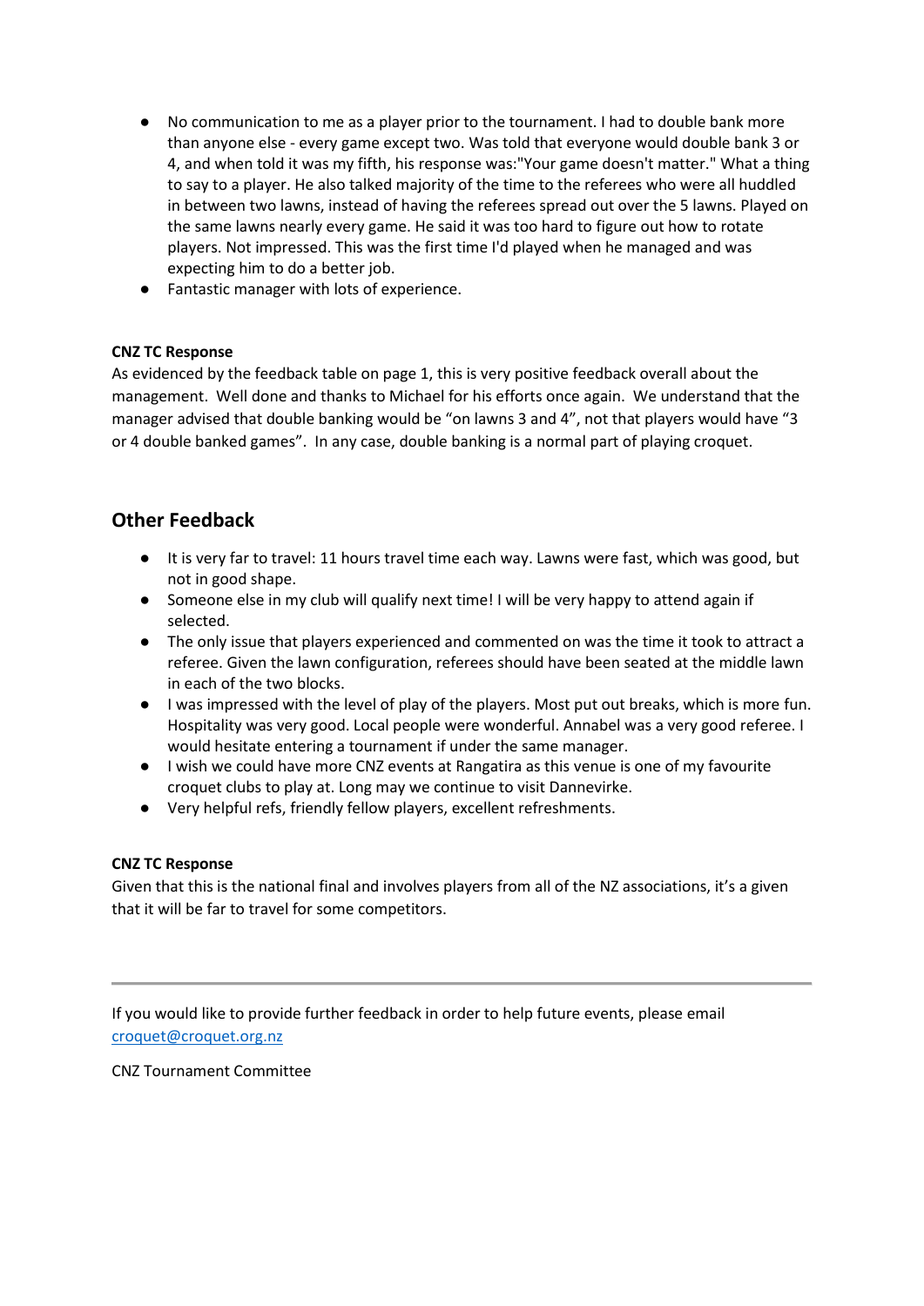- No communication to me as a player prior to the tournament. I had to double bank more than anyone else - every game except two. Was told that everyone would double bank 3 or 4, and when told it was my fifth, his response was:"Your game doesn't matter." What a thing to say to a player. He also talked majority of the time to the referees who were all huddled in between two lawns, instead of having the referees spread out over the 5 lawns. Played on the same lawns nearly every game. He said it was too hard to figure out how to rotate players. Not impressed. This was the first time I'd played when he managed and was expecting him to do a better job.
- Fantastic manager with lots of experience.

**CNZ TC Response**

As evidenced by the feedback table on page 1, this is very positive feedback overall about the management. Well done and thanks to Michael for his efforts once again. We understand that the manager advised that double banking would be "on lawns 3 and 4", not that players would have "3 or 4 double banked games". In any case, double banking is a normal part of playing croquet.

## Other Feedback

- It is very far to travel: 11 hours travel time each way. Lawns were fast, which was good, but not in good shape.
- Someone else in my club will qualify next time! I will be very happy to attend again if selected.
- The only issue that players experienced and commented on was the time it took to attract a referee. Given the lawn configuration, referees should have been seated at the middle lawn in each of the two blocks.
- I was impressed with the level of play of the players. Most put out breaks, which is more fun. Hospitality was very good. Local people were wonderful. Annabel was a very good referee. I would hesitate entering a tournament if under the same manager.
- I wish we could have more CNZ events at Rangatira as this venue is one of my favourite croquet clubs to play at. Long may we continue to visit Dannevirke.
- Very helpful refs, friendly fellow players, excellent refreshments.

**CNZ TC Response**

Given that this is the national final and involves players from all of the NZ associations, it's a given that it will be far to travel for some competitors.

---

If you would like to provide further feedback in order to help future events, please email [croquet@croquet.org.nz](mailto:croquet@croquet.org.nz)

CNZ Tournament Committee